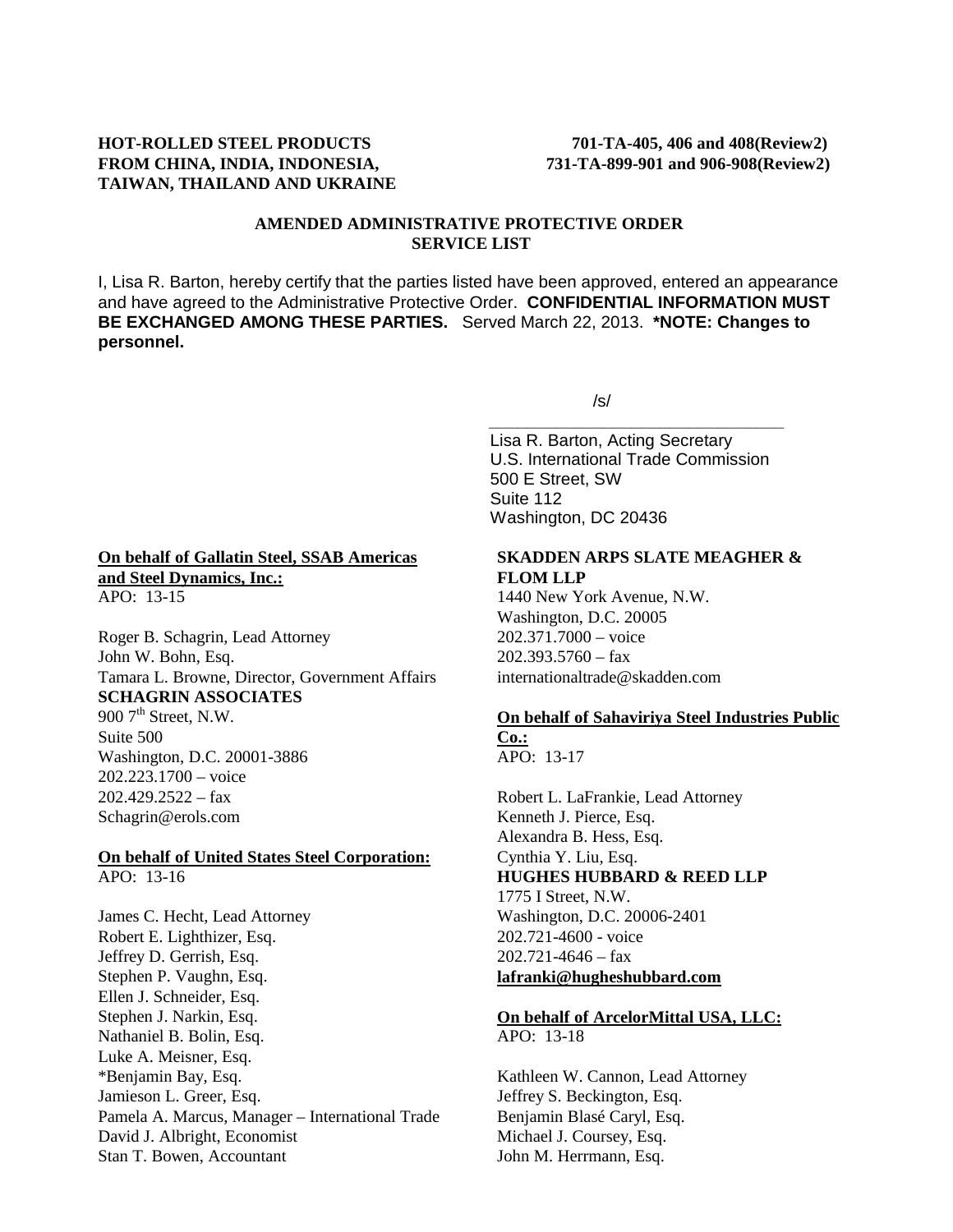**HOT-ROLLED STEEL PRODUCTS FROM CHINA, INDIA, INDONESIA, TAIWAN, THAILAND AND UKRAINE**

**701-TA-405, 406 and 408(Review2)**
**731-TA-899-901 and 906-908(Review2)**

**AMENDED ADMINISTRATIVE PROTECTIVE ORDER SERVICE LIST**

I, Lisa R. Barton, hereby certify that the parties listed have been approved, entered an appearance and have agreed to the Administrative Protective Order. **CONFIDENTIAL INFORMATION MUST BE EXCHANGED AMONG THESE PARTIES.** Served March 22, 2013. ***NOTE: Changes to personnel.**

/s/

Lisa R. Barton, Acting Secretary
U.S. International Trade Commission
500 E Street, SW
Suite 112
Washington, DC 20436

**On behalf of Gallatin Steel, SSAB Americas and Steel Dynamics, Inc.:**
APO: 13-15

Roger B. Schagrin, Lead Attorney
John W. Bohn, Esq.
Tamara L. Browne, Director, Government Affairs
**SCHAGRIN ASSOCIATES**
900 7th Street, N.W.
Suite 500
Washington, D.C. 20001-3886
202.223.1700 – voice
202.429.2522 – fax
Schagrin@erols.com

**On behalf of United States Steel Corporation:**
APO: 13-16

James C. Hecht, Lead Attorney
Robert E. Lighthizer, Esq.
Jeffrey D. Gerrish, Esq.
Stephen P. Vaughn, Esq.
Ellen J. Schneider, Esq.
Stephen J. Narkin, Esq.
Nathaniel B. Bolin, Esq.
Luke A. Meisner, Esq.
*Benjamin Bay, Esq.
Jamieson L. Greer, Esq.
Pamela A. Marcus, Manager – International Trade
David J. Albright, Economist
Stan T. Bowen, Accountant

**SKADDEN ARPS SLATE MEAGHER & FLOM LLP**
1440 New York Avenue, N.W.
Washington, D.C. 20005
202.371.7000 – voice
202.393.5760 – fax
internationaltrade@skadden.com

**On behalf of Sahaviriya Steel Industries Public Co.:**
APO: 13-17

Robert L. LaFrankie, Lead Attorney
Kenneth J. Pierce, Esq.
Alexandra B. Hess, Esq.
Cynthia Y. Liu, Esq.
**HUGHES HUBBARD & REED LLP**
1775 I Street, N.W.
Washington, D.C. 20006-2401
202.721-4600 - voice
202.721-4646 – fax
**lafranki@hugheshubbard.com**

**On behalf of ArcelorMittal USA, LLC:**
APO: 13-18

Kathleen W. Cannon, Lead Attorney
Jeffrey S. Beckington, Esq.
Benjamin Blasé Caryl, Esq.
Michael J. Coursey, Esq.
John M. Herrmann, Esq.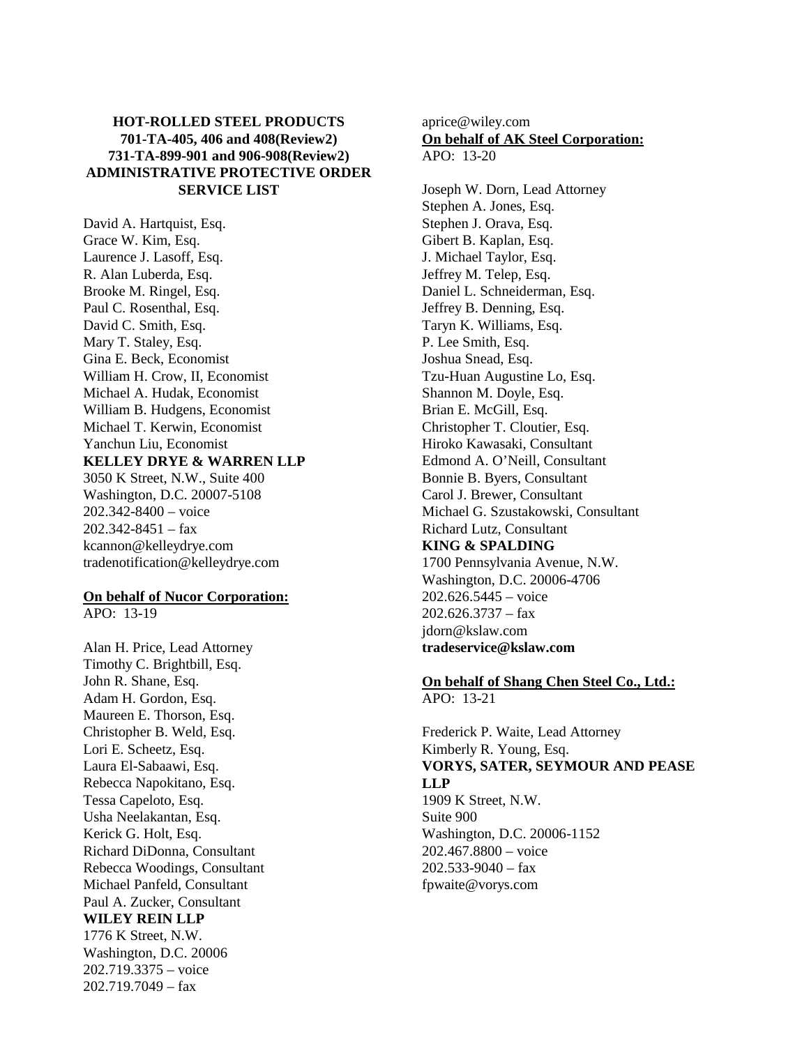**HOT-ROLLED STEEL PRODUCTS**
**701-TA-405, 406 and 408(Review2)**
**731-TA-899-901 and 906-908(Review2)**
**ADMINISTRATIVE PROTECTIVE ORDER SERVICE LIST**

David A. Hartquist, Esq.
Grace W. Kim, Esq.
Laurence J. Lasoff, Esq.
R. Alan Luberda, Esq.
Brooke M. Ringel, Esq.
Paul C. Rosenthal, Esq.
David C. Smith, Esq.
Mary T. Staley, Esq.
Gina E. Beck, Economist
William H. Crow, II, Economist
Michael A. Hudak, Economist
William B. Hudgens, Economist
Michael T. Kerwin, Economist
Yanchun Liu, Economist
**KELLEY DRYE & WARREN LLP**
3050 K Street, N.W., Suite 400
Washington, D.C. 20007-5108
202.342-8400 – voice
202.342-8451 – fax
kcannon@kelleydrye.com
tradenotification@kelleydrye.com

**On behalf of Nucor Corporation:**
APO: 13-19

Alan H. Price, Lead Attorney
Timothy C. Brightbill, Esq.
John R. Shane, Esq.
Adam H. Gordon, Esq.
Maureen E. Thorson, Esq.
Christopher B. Weld, Esq.
Lori E. Scheetz, Esq.
Laura El-Sabaawi, Esq.
Rebecca Napokitano, Esq.
Tessa Capeloto, Esq.
Usha Neelakantan, Esq.
Kerick G. Holt, Esq.
Richard DiDonna, Consultant
Rebecca Woodings, Consultant
Michael Panfeld, Consultant
Paul A. Zucker, Consultant
**WILEY REIN LLP**
1776 K Street, N.W.
Washington, D.C. 20006
202.719.3375 – voice
202.719.7049 – fax
aprice@wiley.com

**On behalf of AK Steel Corporation:**
APO: 13-20

Joseph W. Dorn, Lead Attorney
Stephen A. Jones, Esq.
Stephen J. Orava, Esq.
Gibert B. Kaplan, Esq.
J. Michael Taylor, Esq.
Jeffrey M. Telep, Esq.
Daniel L. Schneiderman, Esq.
Jeffrey B. Denning, Esq.
Taryn K. Williams, Esq.
P. Lee Smith, Esq.
Joshua Snead, Esq.
Tzu-Huan Augustine Lo, Esq.
Shannon M. Doyle, Esq.
Brian E. McGill, Esq.
Christopher T. Cloutier, Esq.
Hiroko Kawasaki, Consultant
Edmond A. O'Neill, Consultant
Bonnie B. Byers, Consultant
Carol J. Brewer, Consultant
Michael G. Szustakowski, Consultant
Richard Lutz, Consultant
**KING & SPALDING**
1700 Pennsylvania Avenue, N.W.
Washington, D.C. 20006-4706
202.626.5445 – voice
202.626.3737 – fax
jdorn@kslaw.com
**tradeservice@kslaw.com**

**On behalf of Shang Chen Steel Co., Ltd.:**
APO: 13-21

Frederick P. Waite, Lead Attorney
Kimberly R. Young, Esq.
**VORYS, SATER, SEYMOUR AND PEASE LLP**
1909 K Street, N.W.
Suite 900
Washington, D.C. 20006-1152
202.467.8800 – voice
202.533-9040 – fax
fpwaite@vorys.com